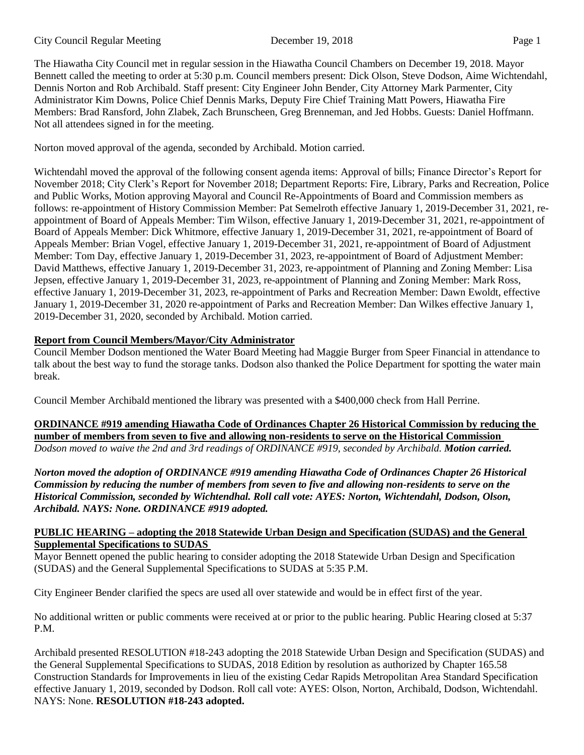The Hiawatha City Council met in regular session in the Hiawatha Council Chambers on December 19, 2018. Mayor Bennett called the meeting to order at 5:30 p.m. Council members present: Dick Olson, Steve Dodson, Aime Wichtendahl, Dennis Norton and Rob Archibald. Staff present: City Engineer John Bender, City Attorney Mark Parmenter, City Administrator Kim Downs, Police Chief Dennis Marks, Deputy Fire Chief Training Matt Powers, Hiawatha Fire Members: Brad Ransford, John Zlabek, Zach Brunscheen, Greg Brenneman, and Jed Hobbs. Guests: Daniel Hoffmann. Not all attendees signed in for the meeting.

Norton moved approval of the agenda, seconded by Archibald. Motion carried.

Wichtendahl moved the approval of the following consent agenda items: Approval of bills; Finance Director's Report for November 2018; City Clerk's Report for November 2018; Department Reports: Fire, Library, Parks and Recreation, Police and Public Works, Motion approving Mayoral and Council Re-Appointments of Board and Commission members as follows: re-appointment of History Commission Member: Pat Semelroth effective January 1, 2019-December 31, 2021, re-appointment of Board of Appeals Member: Tim Wilson, effective January 1, 2019-December 31, 2021, re-appointment of Board of Appeals Member: Dick Whitmore, effective January 1, 2019-December 31, 2021, re-appointment of Board of Appeals Member: Brian Vogel, effective January 1, 2019-December 31, 2021, re-appointment of Board of Adjustment Member: Tom Day, effective January 1, 2019-December 31, 2023, re-appointment of Board of Adjustment Member: David Matthews, effective January 1, 2019-December 31, 2023, re-appointment of Planning and Zoning Member: Lisa Jepsen, effective January 1, 2019-December 31, 2023, re-appointment of Planning and Zoning Member: Mark Ross, effective January 1, 2019-December 31, 2023, re-appointment of Parks and Recreation Member: Dawn Ewoldt, effective January 1, 2019-December 31, 2020 re-appointment of Parks and Recreation Member: Dan Wilkes effective January 1, 2019-December 31, 2020, seconded by Archibald. Motion carried.

**Report from Council Members/Mayor/City Administrator**

Council Member Dodson mentioned the Water Board Meeting had Maggie Burger from Speer Financial in attendance to talk about the best way to fund the storage tanks. Dodson also thanked the Police Department for spotting the water main break.

Council Member Archibald mentioned the library was presented with a $400,000 check from Hall Perrine.

**ORDINANCE #919 amending Hiawatha Code of Ordinances Chapter 26 Historical Commission by reducing the number of members from seven to five and allowing non-residents to serve on the Historical Commission**

*Dodson moved to waive the 2nd and 3rd readings of ORDINANCE #919, seconded by Archibald.* ***Motion carried.***

***Norton moved the adoption of ORDINANCE #919 amending Hiawatha Code of Ordinances Chapter 26 Historical Commission by reducing the number of members from seven to five and allowing non-residents to serve on the Historical Commission, seconded by Wichtendhal. Roll call vote: AYES: Norton, Wichtendahl, Dodson, Olson, Archibald. NAYS: None. ORDINANCE #919 adopted.***

**PUBLIC HEARING – adopting the 2018 Statewide Urban Design and Specification (SUDAS) and the General Supplemental Specifications to SUDAS**

Mayor Bennett opened the public hearing to consider adopting the 2018 Statewide Urban Design and Specification (SUDAS) and the General Supplemental Specifications to SUDAS at 5:35 P.M.

City Engineer Bender clarified the specs are used all over statewide and would be in effect first of the year.

No additional written or public comments were received at or prior to the public hearing. Public Hearing closed at 5:37 P.M.

Archibald presented RESOLUTION #18-243 adopting the 2018 Statewide Urban Design and Specification (SUDAS) and the General Supplemental Specifications to SUDAS, 2018 Edition by resolution as authorized by Chapter 165.58 Construction Standards for Improvements in lieu of the existing Cedar Rapids Metropolitan Area Standard Specification effective January 1, 2019, seconded by Dodson. Roll call vote: AYES: Olson, Norton, Archibald, Dodson, Wichtendahl. NAYS: None. **RESOLUTION #18-243 adopted.**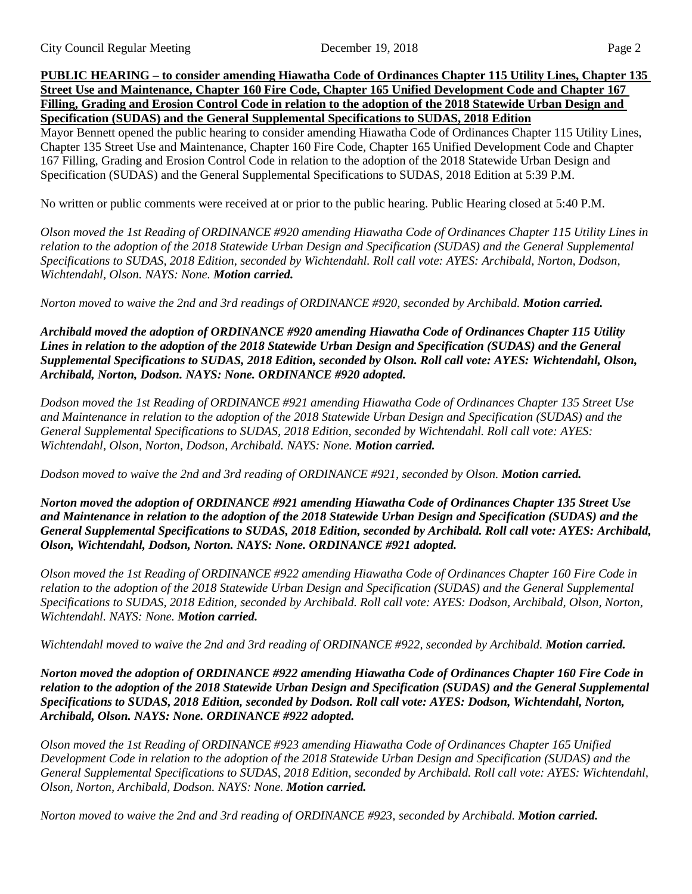**PUBLIC HEARING – to consider amending Hiawatha Code of Ordinances Chapter 115 Utility Lines, Chapter 135 Street Use and Maintenance, Chapter 160 Fire Code, Chapter 165 Unified Development Code and Chapter 167 Filling, Grading and Erosion Control Code in relation to the adoption of the 2018 Statewide Urban Design and Specification (SUDAS) and the General Supplemental Specifications to SUDAS, 2018 Edition**

Mayor Bennett opened the public hearing to consider amending Hiawatha Code of Ordinances Chapter 115 Utility Lines, Chapter 135 Street Use and Maintenance, Chapter 160 Fire Code, Chapter 165 Unified Development Code and Chapter 167 Filling, Grading and Erosion Control Code in relation to the adoption of the 2018 Statewide Urban Design and Specification (SUDAS) and the General Supplemental Specifications to SUDAS, 2018 Edition at 5:39 P.M.

No written or public comments were received at or prior to the public hearing. Public Hearing closed at 5:40 P.M.

*Olson moved the 1st Reading of ORDINANCE #920 amending Hiawatha Code of Ordinances Chapter 115 Utility Lines in relation to the adoption of the 2018 Statewide Urban Design and Specification (SUDAS) and the General Supplemental Specifications to SUDAS, 2018 Edition, seconded by Wichtendahl. Roll call vote: AYES: Archibald, Norton, Dodson, Wichtendahl, Olson. NAYS: None.* ***Motion carried.***

*Norton moved to waive the 2nd and 3rd readings of ORDINANCE #920, seconded by Archibald.* ***Motion carried.***

***Archibald moved the adoption of ORDINANCE #920 amending Hiawatha Code of Ordinances Chapter 115 Utility Lines in relation to the adoption of the 2018 Statewide Urban Design and Specification (SUDAS) and the General Supplemental Specifications to SUDAS, 2018 Edition, seconded by Olson. Roll call vote: AYES: Wichtendahl, Olson, Archibald, Norton, Dodson. NAYS: None. ORDINANCE #920 adopted.***

*Dodson moved the 1st Reading of ORDINANCE #921 amending Hiawatha Code of Ordinances Chapter 135 Street Use and Maintenance in relation to the adoption of the 2018 Statewide Urban Design and Specification (SUDAS) and the General Supplemental Specifications to SUDAS, 2018 Edition, seconded by Wichtendahl. Roll call vote: AYES: Wichtendahl, Olson, Norton, Dodson, Archibald. NAYS: None.* ***Motion carried.***

*Dodson moved to waive the 2nd and 3rd reading of ORDINANCE #921, seconded by Olson.* ***Motion carried.***

***Norton moved the adoption of ORDINANCE #921 amending Hiawatha Code of Ordinances Chapter 135 Street Use and Maintenance in relation to the adoption of the 2018 Statewide Urban Design and Specification (SUDAS) and the General Supplemental Specifications to SUDAS, 2018 Edition, seconded by Archibald. Roll call vote: AYES: Archibald, Olson, Wichtendahl, Dodson, Norton. NAYS: None. ORDINANCE #921 adopted.***

*Olson moved the 1st Reading of ORDINANCE #922 amending Hiawatha Code of Ordinances Chapter 160 Fire Code in relation to the adoption of the 2018 Statewide Urban Design and Specification (SUDAS) and the General Supplemental Specifications to SUDAS, 2018 Edition, seconded by Archibald. Roll call vote: AYES: Dodson, Archibald, Olson, Norton, Wichtendahl. NAYS: None.* ***Motion carried.***

*Wichtendahl moved to waive the 2nd and 3rd reading of ORDINANCE #922, seconded by Archibald.* ***Motion carried.***

***Norton moved the adoption of ORDINANCE #922 amending Hiawatha Code of Ordinances Chapter 160 Fire Code in relation to the adoption of the 2018 Statewide Urban Design and Specification (SUDAS) and the General Supplemental Specifications to SUDAS, 2018 Edition, seconded by Dodson. Roll call vote: AYES: Dodson, Wichtendahl, Norton, Archibald, Olson. NAYS: None. ORDINANCE #922 adopted.***

*Olson moved the 1st Reading of ORDINANCE #923 amending Hiawatha Code of Ordinances Chapter 165 Unified Development Code in relation to the adoption of the 2018 Statewide Urban Design and Specification (SUDAS) and the General Supplemental Specifications to SUDAS, 2018 Edition, seconded by Archibald. Roll call vote: AYES: Wichtendahl, Olson, Norton, Archibald, Dodson. NAYS: None.* ***Motion carried.***

*Norton moved to waive the 2nd and 3rd reading of ORDINANCE #923, seconded by Archibald.* ***Motion carried.***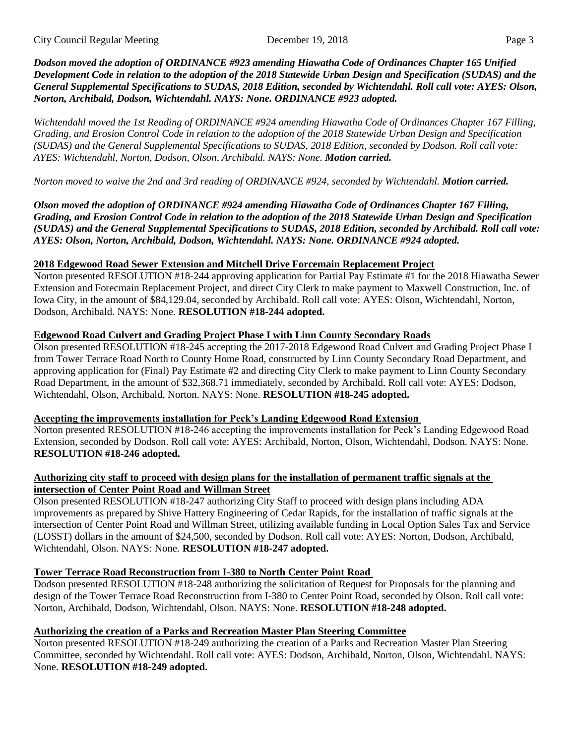***Dodson moved the adoption of ORDINANCE #923 amending Hiawatha Code of Ordinances Chapter 165 Unified Development Code in relation to the adoption of the 2018 Statewide Urban Design and Specification (SUDAS) and the General Supplemental Specifications to SUDAS, 2018 Edition, seconded by Wichtendahl. Roll call vote: AYES: Olson, Norton, Archibald, Dodson, Wichtendahl. NAYS: None. ORDINANCE #923 adopted.***

*Wichtendahl moved the 1st Reading of ORDINANCE #924 amending Hiawatha Code of Ordinances Chapter 167 Filling, Grading, and Erosion Control Code in relation to the adoption of the 2018 Statewide Urban Design and Specification (SUDAS) and the General Supplemental Specifications to SUDAS, 2018 Edition, seconded by Dodson. Roll call vote: AYES: Wichtendahl, Norton, Dodson, Olson, Archibald. NAYS: None.* ***Motion carried.***

*Norton moved to waive the 2nd and 3rd reading of ORDINANCE #924, seconded by Wichtendahl.* ***Motion carried.***

***Olson moved the adoption of ORDINANCE #924 amending Hiawatha Code of Ordinances Chapter 167 Filling, Grading, and Erosion Control Code in relation to the adoption of the 2018 Statewide Urban Design and Specification (SUDAS) and the General Supplemental Specifications to SUDAS, 2018 Edition, seconded by Archibald. Roll call vote: AYES: Olson, Norton, Archibald, Dodson, Wichtendahl. NAYS: None. ORDINANCE #924 adopted.***

**2018 Edgewood Road Sewer Extension and Mitchell Drive Forcemain Replacement Project**

Norton presented RESOLUTION #18-244 approving application for Partial Pay Estimate #1 for the 2018 Hiawatha Sewer Extension and Forecmain Replacement Project, and direct City Clerk to make payment to Maxwell Construction, Inc. of Iowa City, in the amount of $84,129.04, seconded by Archibald. Roll call vote: AYES: Olson, Wichtendahl, Norton, Dodson, Archibald. NAYS: None. **RESOLUTION #18-244 adopted.**

**Edgewood Road Culvert and Grading Project Phase I with Linn County Secondary Roads**

Olson presented RESOLUTION #18-245 accepting the 2017-2018 Edgewood Road Culvert and Grading Project Phase I from Tower Terrace Road North to County Home Road, constructed by Linn County Secondary Road Department, and approving application for (Final) Pay Estimate #2 and directing City Clerk to make payment to Linn County Secondary Road Department, in the amount of $32,368.71 immediately, seconded by Archibald. Roll call vote: AYES: Dodson, Wichtendahl, Olson, Archibald, Norton. NAYS: None. **RESOLUTION #18-245 adopted.**

**Accepting the improvements installation for Peck's Landing Edgewood Road Extension**

Norton presented RESOLUTION #18-246 accepting the improvements installation for Peck's Landing Edgewood Road Extension, seconded by Dodson. Roll call vote: AYES: Archibald, Norton, Olson, Wichtendahl, Dodson. NAYS: None. **RESOLUTION #18-246 adopted.**

**Authorizing city staff to proceed with design plans for the installation of permanent traffic signals at the intersection of Center Point Road and Willman Street**

Olson presented RESOLUTION #18-247 authorizing City Staff to proceed with design plans including ADA improvements as prepared by Shive Hattery Engineering of Cedar Rapids, for the installation of traffic signals at the intersection of Center Point Road and Willman Street, utilizing available funding in Local Option Sales Tax and Service (LOSST) dollars in the amount of $24,500, seconded by Dodson. Roll call vote: AYES: Norton, Dodson, Archibald, Wichtendahl, Olson. NAYS: None. **RESOLUTION #18-247 adopted.**

**Tower Terrace Road Reconstruction from I-380 to North Center Point Road**

Dodson presented RESOLUTION #18-248 authorizing the solicitation of Request for Proposals for the planning and design of the Tower Terrace Road Reconstruction from I-380 to Center Point Road, seconded by Olson. Roll call vote: Norton, Archibald, Dodson, Wichtendahl, Olson. NAYS: None. **RESOLUTION #18-248 adopted.**

**Authorizing the creation of a Parks and Recreation Master Plan Steering Committee**

Norton presented RESOLUTION #18-249 authorizing the creation of a Parks and Recreation Master Plan Steering Committee, seconded by Wichtendahl. Roll call vote: AYES: Dodson, Archibald, Norton, Olson, Wichtendahl. NAYS: None. **RESOLUTION #18-249 adopted.**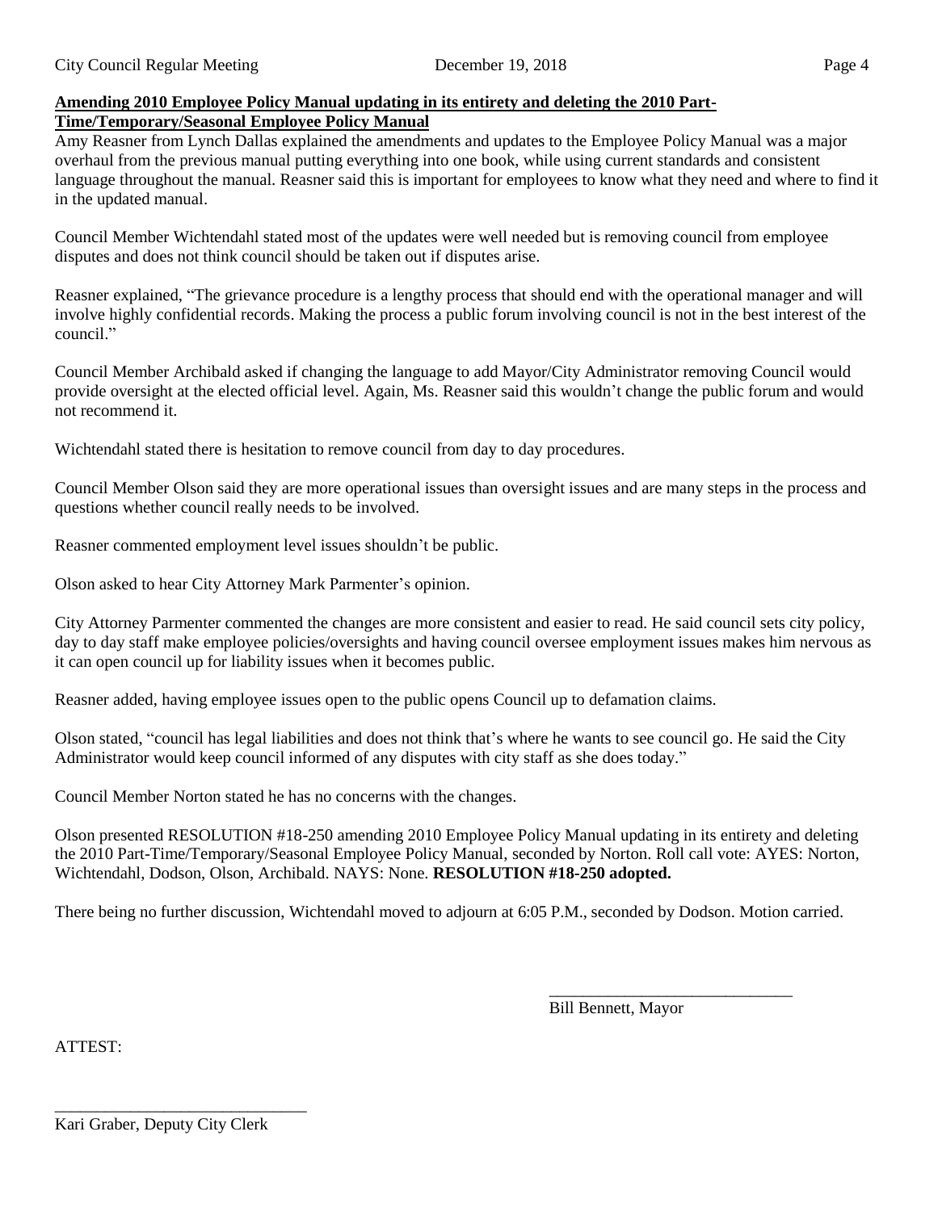**Amending 2010 Employee Policy Manual updating in its entirety and deleting the 2010 Part-Time/Temporary/Seasonal Employee Policy Manual**

Amy Reasner from Lynch Dallas explained the amendments and updates to the Employee Policy Manual was a major overhaul from the previous manual putting everything into one book, while using current standards and consistent language throughout the manual. Reasner said this is important for employees to know what they need and where to find it in the updated manual.

Council Member Wichtendahl stated most of the updates were well needed but is removing council from employee disputes and does not think council should be taken out if disputes arise.

Reasner explained, "The grievance procedure is a lengthy process that should end with the operational manager and will involve highly confidential records. Making the process a public forum involving council is not in the best interest of the council."

Council Member Archibald asked if changing the language to add Mayor/City Administrator removing Council would provide oversight at the elected official level. Again, Ms. Reasner said this wouldn't change the public forum and would not recommend it.

Wichtendahl stated there is hesitation to remove council from day to day procedures.

Council Member Olson said they are more operational issues than oversight issues and are many steps in the process and questions whether council really needs to be involved.

Reasner commented employment level issues shouldn't be public.

Olson asked to hear City Attorney Mark Parmenter's opinion.

City Attorney Parmenter commented the changes are more consistent and easier to read. He said council sets city policy, day to day staff make employee policies/oversights and having council oversee employment issues makes him nervous as it can open council up for liability issues when it becomes public.

Reasner added, having employee issues open to the public opens Council up to defamation claims.

Olson stated, "council has legal liabilities and does not think that's where he wants to see council go. He said the City Administrator would keep council informed of any disputes with city staff as she does today."

Council Member Norton stated he has no concerns with the changes.

Olson presented RESOLUTION #18-250 amending 2010 Employee Policy Manual updating in its entirety and deleting the 2010 Part-Time/Temporary/Seasonal Employee Policy Manual, seconded by Norton. Roll call vote: AYES: Norton, Wichtendahl, Dodson, Olson, Archibald. NAYS: None. **RESOLUTION #18-250 adopted.**

There being no further discussion, Wichtendahl moved to adjourn at 6:05 P.M., seconded by Dodson. Motion carried.

\_\_\_\_\_\_\_\_\_\_\_\_\_\_\_\_\_\_\_\_\_\_\_\_\_\_\_\_\_\_

Bill Bennett, Mayor

ATTEST:

\_\_\_\_\_\_\_\_\_\_\_\_\_\_\_\_\_\_\_\_\_\_\_\_\_\_\_\_\_\_

Kari Graber, Deputy City Clerk